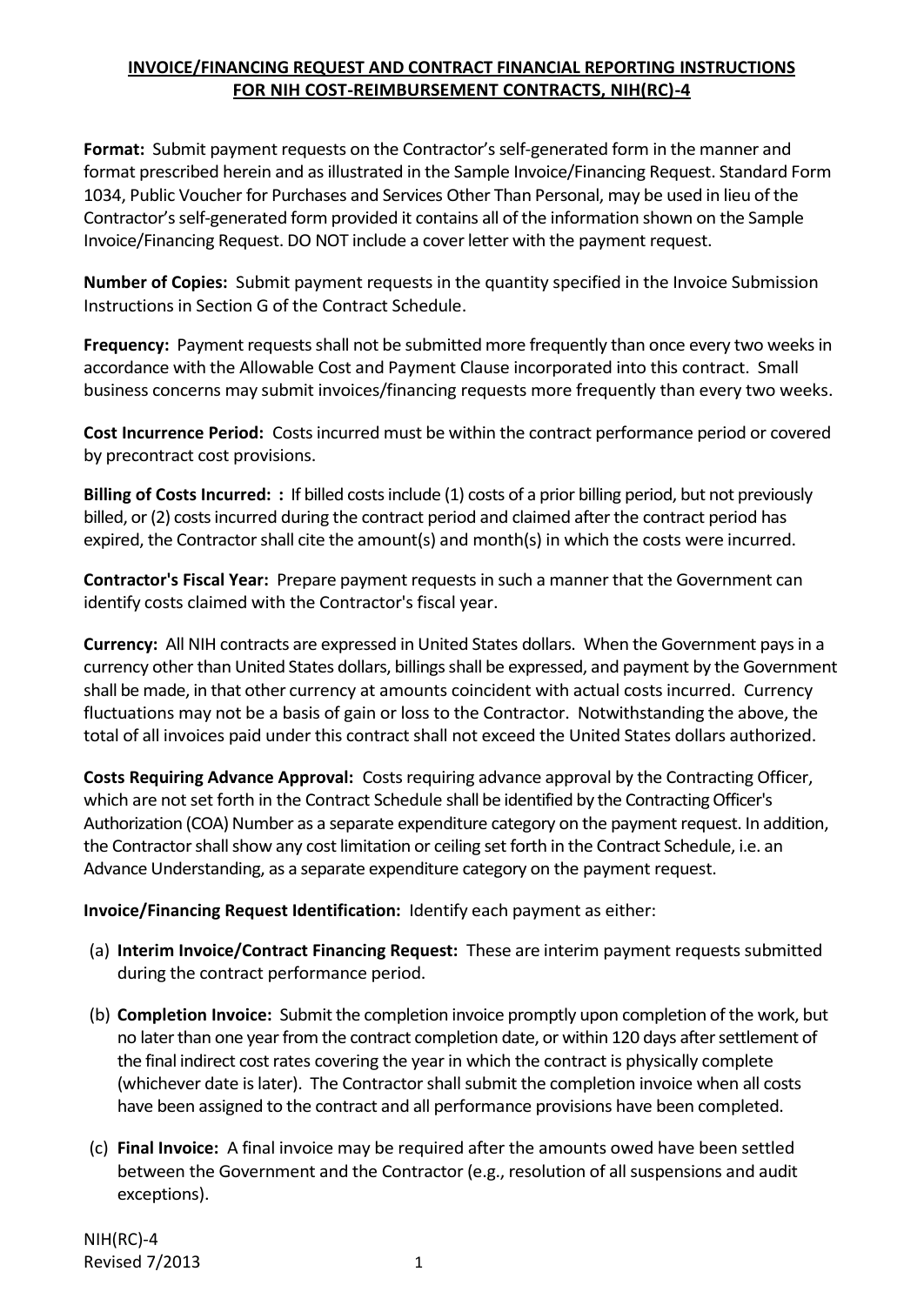# INVOICE/FINANCING REQUEST AND CONTRACT FINANCIAL REPORTING INSTRUCTIONS FOR NIH COST-REIMBURSEMENT CONTRACTS, NIH(RC)-4

**Format:** Submit payment requests on the Contractor's self-generated form in the manner and format prescribed herein and as illustrated in the Sample Invoice/Financing Request. Standard Form 1034, Public Voucher for Purchases and Services Other Than Personal, may be used in lieu of the Contractor's self-generated form provided it contains all of the information shown on the Sample Invoice/Financing Request. DO NOT include a cover letter with the payment request.

**Number of Copies:** Submit payment requests in the quantity specified in the Invoice Submission Instructions in Section G of the Contract Schedule.

**Frequency:** Payment requests shall not be submitted more frequently than once every two weeks in accordance with the Allowable Cost and Payment Clause incorporated into this contract. Small business concerns may submit invoices/financing requests more frequently than every two weeks.

**Cost Incurrence Period:** Costs incurred must be within the contract performance period or covered by precontract cost provisions.

**Billing of Costs Incurred: :** If billed costs include (1) costs of a prior billing period, but not previously billed, or (2) costs incurred during the contract period and claimed after the contract period has expired, the Contractor shall cite the amount(s) and month(s) in which the costs were incurred.

**Contractor's Fiscal Year:** Prepare payment requests in such a manner that the Government can identify costs claimed with the Contractor's fiscal year.

**Currency:** All NIH contracts are expressed in United States dollars. When the Government pays in a currency other than United States dollars, billings shall be expressed, and payment by the Government shall be made, in that other currency at amounts coincident with actual costs incurred. Currency fluctuations may not be a basis of gain or loss to the Contractor. Notwithstanding the above, the total of all invoices paid under this contract shall not exceed the United States dollars authorized.

**Costs Requiring Advance Approval:** Costs requiring advance approval by the Contracting Officer, which are not set forth in the Contract Schedule shall be identified by the Contracting Officer's Authorization (COA) Number as a separate expenditure category on the payment request. In addition, the Contractor shall show any cost limitation or ceiling set forth in the Contract Schedule, i.e. an Advance Understanding, as a separate expenditure category on the payment request.

**Invoice/Financing Request Identification:** Identify each payment as either:

(a) **Interim Invoice/Contract Financing Request:** These are interim payment requests submitted during the contract performance period.

(b) **Completion Invoice:** Submit the completion invoice promptly upon completion of the work, but no later than one year from the contract completion date, or within 120 days after settlement of the final indirect cost rates covering the year in which the contract is physically complete (whichever date is later). The Contractor shall submit the completion invoice when all costs have been assigned to the contract and all performance provisions have been completed.

(c) **Final Invoice:** A final invoice may be required after the amounts owed have been settled between the Government and the Contractor (e.g., resolution of all suspensions and audit exceptions).

NIH(RC)-4
Revised 7/2013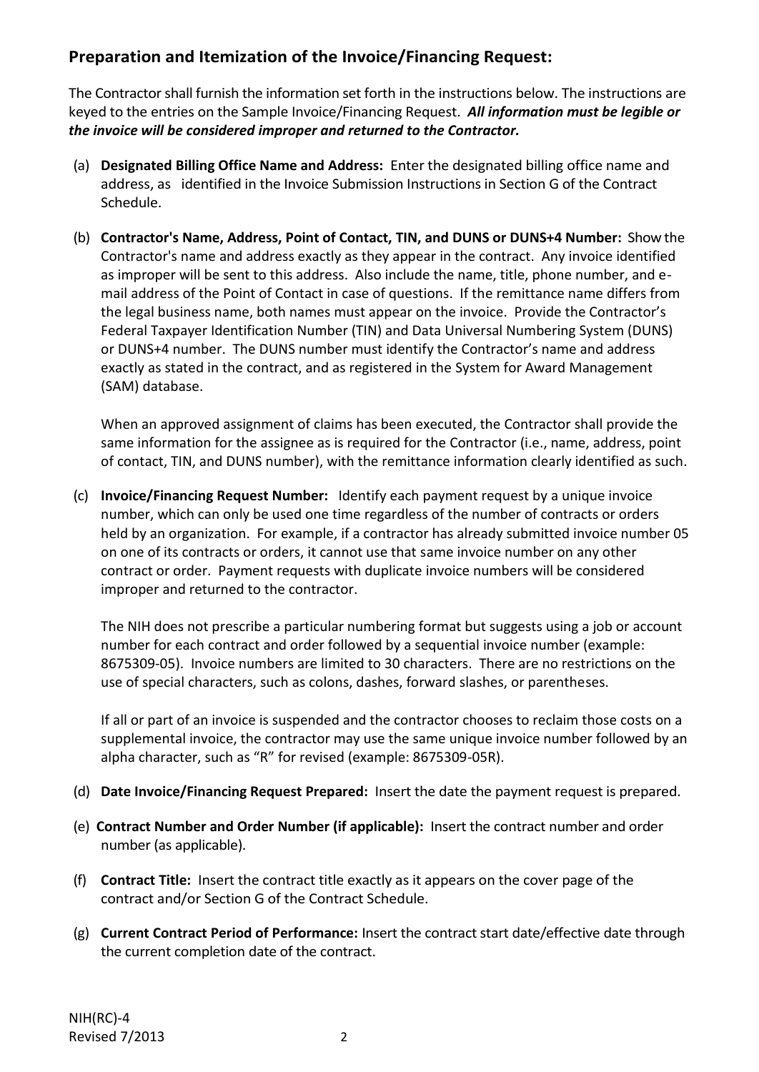## Preparation and Itemization of the Invoice/Financing Request:

The Contractor shall furnish the information set forth in the instructions below. The instructions are keyed to the entries on the Sample Invoice/Financing Request. ***All information must be legible or the invoice will be considered improper and returned to the Contractor.***

(a) **Designated Billing Office Name and Address:** Enter the designated billing office name and address, as identified in the Invoice Submission Instructions in Section G of the Contract Schedule.

(b) **Contractor's Name, Address, Point of Contact, TIN, and DUNS or DUNS+4 Number:** Show the Contractor's name and address exactly as they appear in the contract. Any invoice identified as improper will be sent to this address. Also include the name, title, phone number, and e-mail address of the Point of Contact in case of questions. If the remittance name differs from the legal business name, both names must appear on the invoice. Provide the Contractor's Federal Taxpayer Identification Number (TIN) and Data Universal Numbering System (DUNS) or DUNS+4 number. The DUNS number must identify the Contractor's name and address exactly as stated in the contract, and as registered in the System for Award Management (SAM) database.

    When an approved assignment of claims has been executed, the Contractor shall provide the same information for the assignee as is required for the Contractor (i.e., name, address, point of contact, TIN, and DUNS number), with the remittance information clearly identified as such.

(c) **Invoice/Financing Request Number:** Identify each payment request by a unique invoice number, which can only be used one time regardless of the number of contracts or orders held by an organization. For example, if a contractor has already submitted invoice number 05 on one of its contracts or orders, it cannot use that same invoice number on any other contract or order. Payment requests with duplicate invoice numbers will be considered improper and returned to the contractor.

    The NIH does not prescribe a particular numbering format but suggests using a job or account number for each contract and order followed by a sequential invoice number (example: 8675309-05). Invoice numbers are limited to 30 characters. There are no restrictions on the use of special characters, such as colons, dashes, forward slashes, or parentheses.

    If all or part of an invoice is suspended and the contractor chooses to reclaim those costs on a supplemental invoice, the contractor may use the same unique invoice number followed by an alpha character, such as "R" for revised (example: 8675309-05R).

(d) **Date Invoice/Financing Request Prepared:** Insert the date the payment request is prepared.

(e) **Contract Number and Order Number (if applicable):** Insert the contract number and order number (as applicable).

(f) **Contract Title:** Insert the contract title exactly as it appears on the cover page of the contract and/or Section G of the Contract Schedule.

(g) **Current Contract Period of Performance:** Insert the contract start date/effective date through the current completion date of the contract.

NIH(RC)-4
Revised 7/2013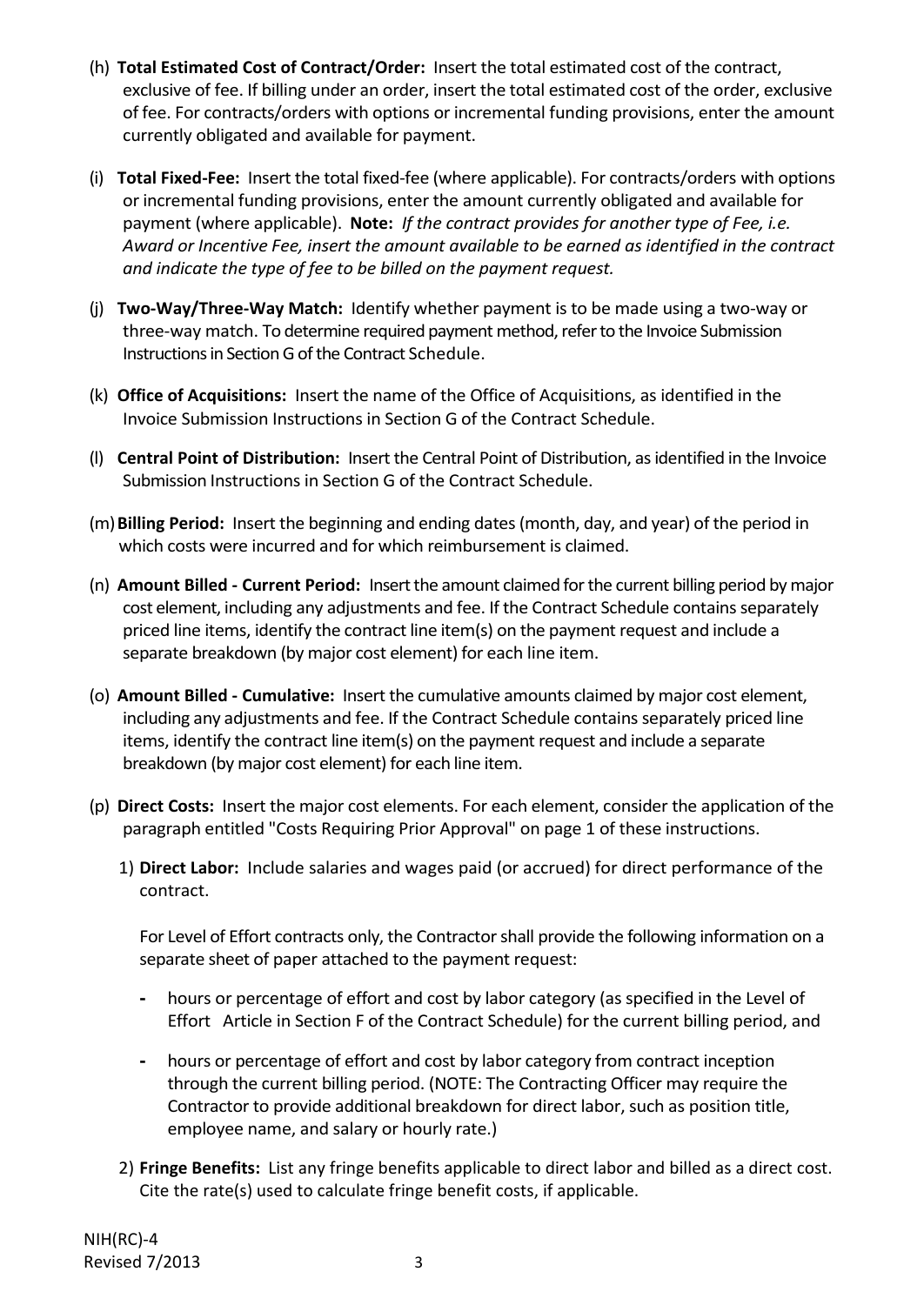(h) **Total Estimated Cost of Contract/Order:** Insert the total estimated cost of the contract, exclusive of fee. If billing under an order, insert the total estimated cost of the order, exclusive of fee. For contracts/orders with options or incremental funding provisions, enter the amount currently obligated and available for payment.

(i) **Total Fixed-Fee:** Insert the total fixed-fee (where applicable). For contracts/orders with options or incremental funding provisions, enter the amount currently obligated and available for payment (where applicable). **Note:** *If the contract provides for another type of Fee, i.e. Award or Incentive Fee, insert the amount available to be earned as identified in the contract and indicate the type of fee to be billed on the payment request.*

(j) **Two-Way/Three-Way Match:** Identify whether payment is to be made using a two-way or three-way match. To determine required payment method, refer to the Invoice Submission Instructions in Section G of the Contract Schedule.

(k) **Office of Acquisitions:** Insert the name of the Office of Acquisitions, as identified in the Invoice Submission Instructions in Section G of the Contract Schedule.

(l) **Central Point of Distribution:** Insert the Central Point of Distribution, as identified in the Invoice Submission Instructions in Section G of the Contract Schedule.

(m) **Billing Period:** Insert the beginning and ending dates (month, day, and year) of the period in which costs were incurred and for which reimbursement is claimed.

(n) **Amount Billed - Current Period:** Insert the amount claimed for the current billing period by major cost element, including any adjustments and fee. If the Contract Schedule contains separately priced line items, identify the contract line item(s) on the payment request and include a separate breakdown (by major cost element) for each line item.

(o) **Amount Billed - Cumulative:** Insert the cumulative amounts claimed by major cost element, including any adjustments and fee. If the Contract Schedule contains separately priced line items, identify the contract line item(s) on the payment request and include a separate breakdown (by major cost element) for each line item.

(p) **Direct Costs:** Insert the major cost elements. For each element, consider the application of the paragraph entitled "Costs Requiring Prior Approval" on page 1 of these instructions.

1) **Direct Labor:** Include salaries and wages paid (or accrued) for direct performance of the contract.

   For Level of Effort contracts only, the Contractor shall provide the following information on a separate sheet of paper attached to the payment request:

   - hours or percentage of effort and cost by labor category (as specified in the Level of Effort Article in Section F of the Contract Schedule) for the current billing period, and
   - hours or percentage of effort and cost by labor category from contract inception through the current billing period. (NOTE: The Contracting Officer may require the Contractor to provide additional breakdown for direct labor, such as position title, employee name, and salary or hourly rate.)

2) **Fringe Benefits:** List any fringe benefits applicable to direct labor and billed as a direct cost. Cite the rate(s) used to calculate fringe benefit costs, if applicable.

NIH(RC)-4
Revised 7/2013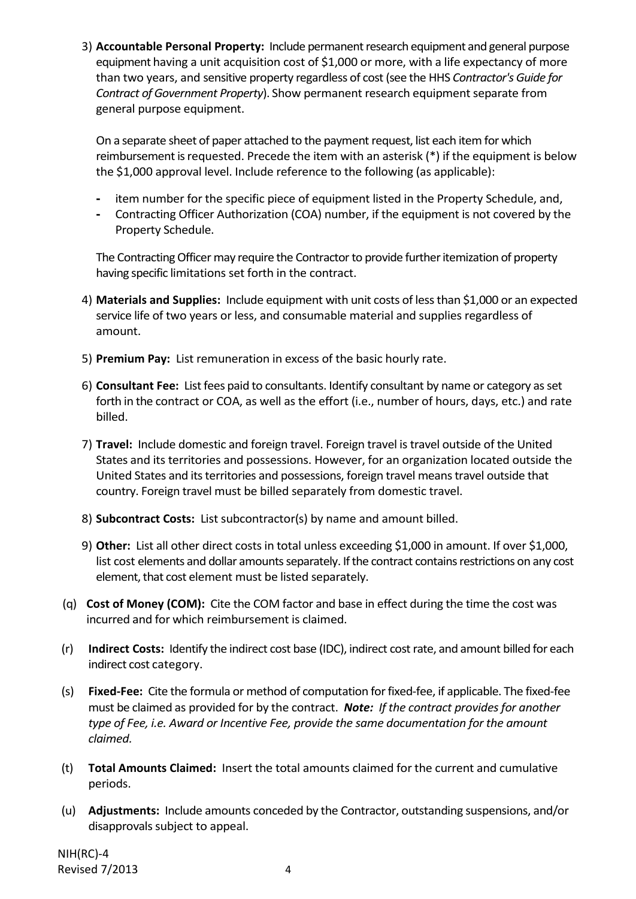3) **Accountable Personal Property:** Include permanent research equipment and general purpose equipment having a unit acquisition cost of $1,000 or more, with a life expectancy of more than two years, and sensitive property regardless of cost (see the HHS *Contractor's Guide for Contract of Government Property*). Show permanent research equipment separate from general purpose equipment.

   On a separate sheet of paper attached to the payment request, list each item for which reimbursement is requested. Precede the item with an asterisk (*) if the equipment is below the $1,000 approval level. Include reference to the following (as applicable):

   - item number for the specific piece of equipment listed in the Property Schedule, and,
   - Contracting Officer Authorization (COA) number, if the equipment is not covered by the Property Schedule.

   The Contracting Officer may require the Contractor to provide further itemization of property having specific limitations set forth in the contract.

4) **Materials and Supplies:** Include equipment with unit costs of less than $1,000 or an expected service life of two years or less, and consumable material and supplies regardless of amount.

5) **Premium Pay:** List remuneration in excess of the basic hourly rate.

6) **Consultant Fee:** List fees paid to consultants. Identify consultant by name or category as set forth in the contract or COA, as well as the effort (i.e., number of hours, days, etc.) and rate billed.

7) **Travel:** Include domestic and foreign travel. Foreign travel is travel outside of the United States and its territories and possessions. However, for an organization located outside the United States and its territories and possessions, foreign travel means travel outside that country. Foreign travel must be billed separately from domestic travel.

8) **Subcontract Costs:** List subcontractor(s) by name and amount billed.

9) **Other:** List all other direct costs in total unless exceeding $1,000 in amount. If over $1,000, list cost elements and dollar amounts separately. If the contract contains restrictions on any cost element, that cost element must be listed separately.

(q) **Cost of Money (COM):** Cite the COM factor and base in effect during the time the cost was incurred and for which reimbursement is claimed.

(r) **Indirect Costs:** Identify the indirect cost base (IDC), indirect cost rate, and amount billed for each indirect cost category.

(s) **Fixed-Fee:** Cite the formula or method of computation for fixed-fee, if applicable. The fixed-fee must be claimed as provided for by the contract. ***Note:*** *If the contract provides for another type of Fee, i.e. Award or Incentive Fee, provide the same documentation for the amount claimed.*

(t) **Total Amounts Claimed:** Insert the total amounts claimed for the current and cumulative periods.

(u) **Adjustments:** Include amounts conceded by the Contractor, outstanding suspensions, and/or disapprovals subject to appeal.

NIH(RC)-4
Revised 7/2013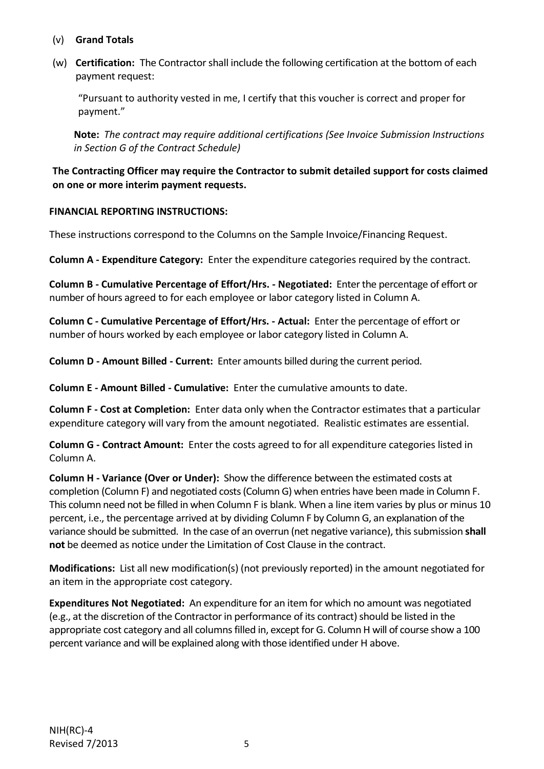(v) **Grand Totals**

(w) **Certification:** The Contractor shall include the following certification at the bottom of each payment request:

> "Pursuant to authority vested in me, I certify that this voucher is correct and proper for payment."

**Note:** *The contract may require additional certifications (See Invoice Submission Instructions in Section G of the Contract Schedule)*

**The Contracting Officer may require the Contractor to submit detailed support for costs claimed on one or more interim payment requests.**

**FINANCIAL REPORTING INSTRUCTIONS:**

These instructions correspond to the Columns on the Sample Invoice/Financing Request.

**Column A - Expenditure Category:** Enter the expenditure categories required by the contract.

**Column B - Cumulative Percentage of Effort/Hrs. - Negotiated:** Enter the percentage of effort or number of hours agreed to for each employee or labor category listed in Column A.

**Column C - Cumulative Percentage of Effort/Hrs. - Actual:** Enter the percentage of effort or number of hours worked by each employee or labor category listed in Column A.

**Column D - Amount Billed - Current:** Enter amounts billed during the current period.

**Column E - Amount Billed - Cumulative:** Enter the cumulative amounts to date.

**Column F - Cost at Completion:** Enter data only when the Contractor estimates that a particular expenditure category will vary from the amount negotiated. Realistic estimates are essential.

**Column G - Contract Amount:** Enter the costs agreed to for all expenditure categories listed in Column A.

**Column H - Variance (Over or Under):** Show the difference between the estimated costs at completion (Column F) and negotiated costs (Column G) when entries have been made in Column F. This column need not be filled in when Column F is blank. When a line item varies by plus or minus 10 percent, i.e., the percentage arrived at by dividing Column F by Column G, an explanation of the variance should be submitted. In the case of an overrun (net negative variance), this submission **shall not** be deemed as notice under the Limitation of Cost Clause in the contract.

**Modifications:** List all new modification(s) (not previously reported) in the amount negotiated for an item in the appropriate cost category.

**Expenditures Not Negotiated:** An expenditure for an item for which no amount was negotiated (e.g., at the discretion of the Contractor in performance of its contract) should be listed in the appropriate cost category and all columns filled in, except for G. Column H will of course show a 100 percent variance and will be explained along with those identified under H above.

NIH(RC)-4
Revised 7/2013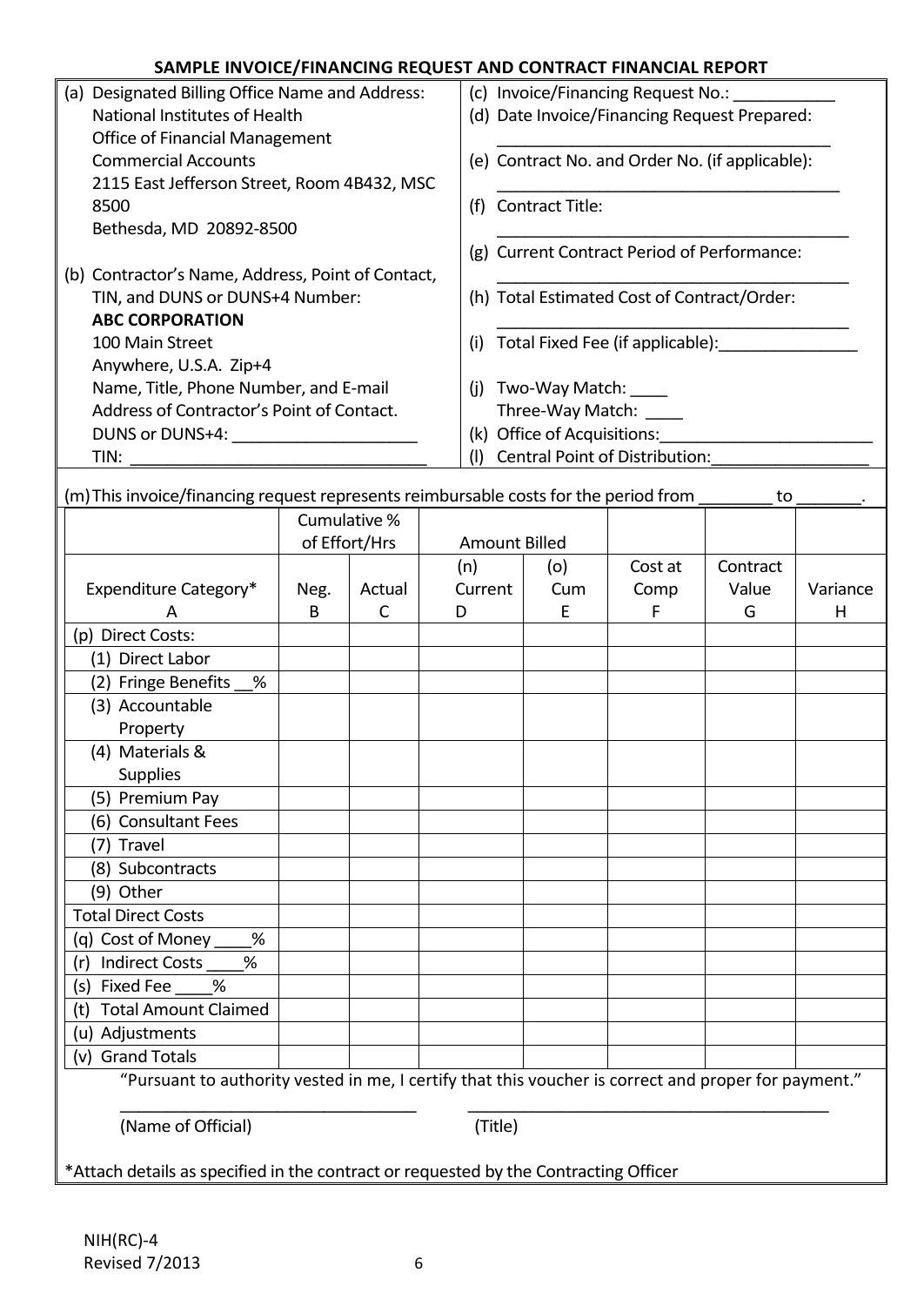## SAMPLE INVOICE/FINANCING REQUEST AND CONTRACT FINANCIAL REPORT

(a) Designated Billing Office Name and Address:
National Institutes of Health
Office of Financial Management
Commercial Accounts
2115 East Jefferson Street, Room 4B432, MSC 8500
Bethesda, MD 20892-8500

(b) Contractor's Name, Address, Point of Contact, TIN, and DUNS or DUNS+4 Number:
**ABC CORPORATION**
100 Main Street
Anywhere, U.S.A. Zip+4
Name, Title, Phone Number, and E-mail Address of Contractor's Point of Contact.
DUNS or DUNS+4: ____________________
TIN: ________________________________

(c) Invoice/Financing Request No.: ___________

(d) Date Invoice/Financing Request Prepared: ____________________________________

(e) Contract No. and Order No. (if applicable): ____________________________________

(f) Contract Title: ____________________________________

(g) Current Contract Period of Performance: ____________________________________

(h) Total Estimated Cost of Contract/Order: ____________________________________

(i) Total Fixed Fee (if applicable):_______________

(j) Two-Way Match: ____
Three-Way Match: ____

(k) Office of Acquisitions:_______________________

(l) Central Point of Distribution:_________________

(m) This invoice/financing request represents reimbursable costs for the period from ________ to _______.

| | Cumulative % of Effort/Hrs | | Amount Billed | | | | |
|---|---|---|---|---|---|---|---|
| Expenditure Category* A | Neg. B | Actual C | (n) Current D | (o) Cum E | Cost at Comp F | Contract Value G | Variance H |
| (p) Direct Costs: | | | | | | | |
| (1) Direct Labor | | | | | | | |
| (2) Fringe Benefits __% | | | | | | | |
| (3) Accountable Property | | | | | | | |
| (4) Materials & Supplies | | | | | | | |
| (5) Premium Pay | | | | | | | |
| (6) Consultant Fees | | | | | | | |
| (7) Travel | | | | | | | |
| (8) Subcontracts | | | | | | | |
| (9) Other | | | | | | | |
| Total Direct Costs | | | | | | | |
| (q) Cost of Money ____% | | | | | | | |
| (r) Indirect Costs ____% | | | | | | | |
| (s) Fixed Fee ____% | | | | | | | |
| (t) Total Amount Claimed | | | | | | | |
| (u) Adjustments | | | | | | | |
| (v) Grand Totals | | | | | | | |

"Pursuant to authority vested in me, I certify that this voucher is correct and proper for payment."

_________________________________ ________________________________________
(Name of Official) (Title)

*Attach details as specified in the contract or requested by the Contracting Officer

NIH(RC)-4
Revised 7/2013